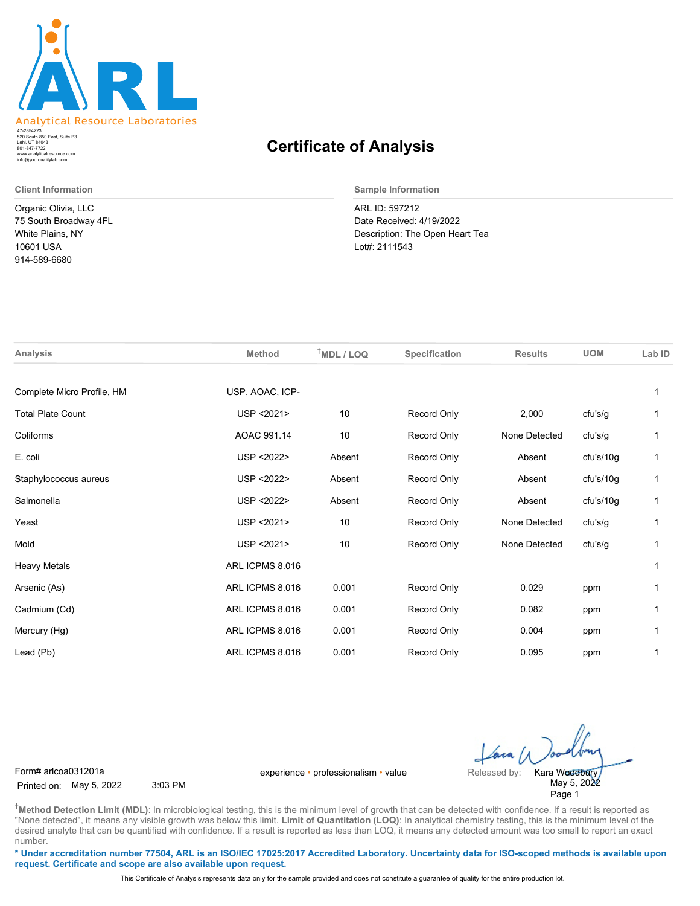ARL
Analytical Resource Laboratories

47-2854223
520 South 850 East, Suite B3
Lehi, UT 84043
801-847-7722
www.analyticalresource.com
info@yourqualitylab.com

# Certificate of Analysis

**Client Information**

Organic Olivia, LLC
75 South Broadway 4FL
White Plains, NY
10601 USA
914-589-6680

**Sample Information**

ARL ID: 597212
Date Received: 4/19/2022
Description: The Open Heart Tea
Lot#: 2111543

| Analysis | Method | †MDL / LOQ | Specification | Results | UOM | Lab ID |
|---|---|---|---|---|---|---|
| Complete Micro Profile, HM | USP, AOAC, ICP- | | | | | 1 |
| Total Plate Count | USP <2021> | 10 | Record Only | 2,000 | cfu's/g | 1 |
| Coliforms | AOAC 991.14 | 10 | Record Only | None Detected | cfu's/g | 1 |
| E. coli | USP <2022> | Absent | Record Only | Absent | cfu's/10g | 1 |
| Staphylococcus aureus | USP <2022> | Absent | Record Only | Absent | cfu's/10g | 1 |
| Salmonella | USP <2022> | Absent | Record Only | Absent | cfu's/10g | 1 |
| Yeast | USP <2021> | 10 | Record Only | None Detected | cfu's/g | 1 |
| Mold | USP <2021> | 10 | Record Only | None Detected | cfu's/g | 1 |
| Heavy Metals | ARL ICPMS 8.016 | | | | | 1 |
| Arsenic (As) | ARL ICPMS 8.016 | 0.001 | Record Only | 0.029 | ppm | 1 |
| Cadmium (Cd) | ARL ICPMS 8.016 | 0.001 | Record Only | 0.082 | ppm | 1 |
| Mercury (Hg) | ARL ICPMS 8.016 | 0.001 | Record Only | 0.004 | ppm | 1 |
| Lead (Pb) | ARL ICPMS 8.016 | 0.001 | Record Only | 0.095 | ppm | 1 |

Form# arlcoa031201a
Printed on: May 5, 2022 3:03 PM

experience • professionalism • value

Released by: Kara Woodbury
May 5, 2022

†**Method Detection Limit (MDL)**: In microbiological testing, this is the minimum level of growth that can be detected with confidence. If a result is reported as "None detected", it means any visible growth was below this limit. **Limit of Quantitation (LOQ)**: In analytical chemistry testing, this is the minimum level of the desired analyte that can be quantified with confidence. If a result is reported as less than LOQ, it means any detected amount was too small to report an exact number.

**\* Under accreditation number 77504, ARL is an ISO/IEC 17025:2017 Accredited Laboratory. Uncertainty data for ISO-scoped methods is available upon request. Certificate and scope are also available upon request.**

This Certificate of Analysis represents data only for the sample provided and does not constitute a guarantee of quality for the entire production lot.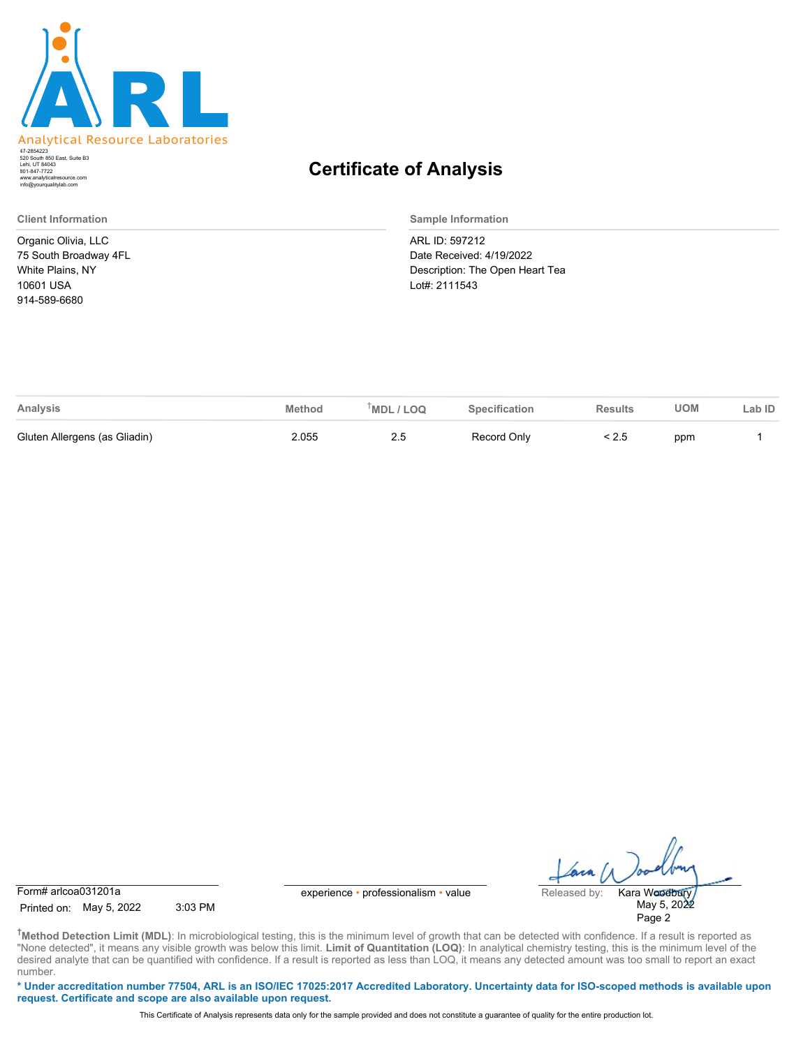ARL
Analytical Resource Laboratories

47-2854223
520 South 850 East, Suite B3
Lehi, UT 84043
801-847-7722
www.analyticalresource.com
info@yourqualitylab.com

# Certificate of Analysis

**Client Information**

Organic Olivia, LLC
75 South Broadway 4FL
White Plains, NY
10601 USA
914-589-6680

**Sample Information**

ARL ID: 597212
Date Received: 4/19/2022
Description: The Open Heart Tea
Lot#: 2111543

| Analysis | Method | †MDL / LOQ | Specification | Results | UOM | Lab ID |
|---|---|---|---|---|---|---|
| Gluten Allergens (as Gliadin) | 2.055 | 2.5 | Record Only | < 2.5 | ppm | 1 |

Form# arlcoa031201a
Printed on: May 5, 2022 3:03 PM

experience • professionalism • value

Released by: Kara Woodbury
May 5, 2022

†**Method Detection Limit (MDL)**: In microbiological testing, this is the minimum level of growth that can be detected with confidence. If a result is reported as "None detected", it means any visible growth was below this limit. **Limit of Quantitation (LOQ)**: In analytical chemistry testing, this is the minimum level of the desired analyte that can be quantified with confidence. If a result is reported as less than LOQ, it means any detected amount was too small to report an exact number.

**\* Under accreditation number 77504, ARL is an ISO/IEC 17025:2017 Accredited Laboratory. Uncertainty data for ISO-scoped methods is available upon request. Certificate and scope are also available upon request.**

This Certificate of Analysis represents data only for the sample provided and does not constitute a guarantee of quality for the entire production lot.